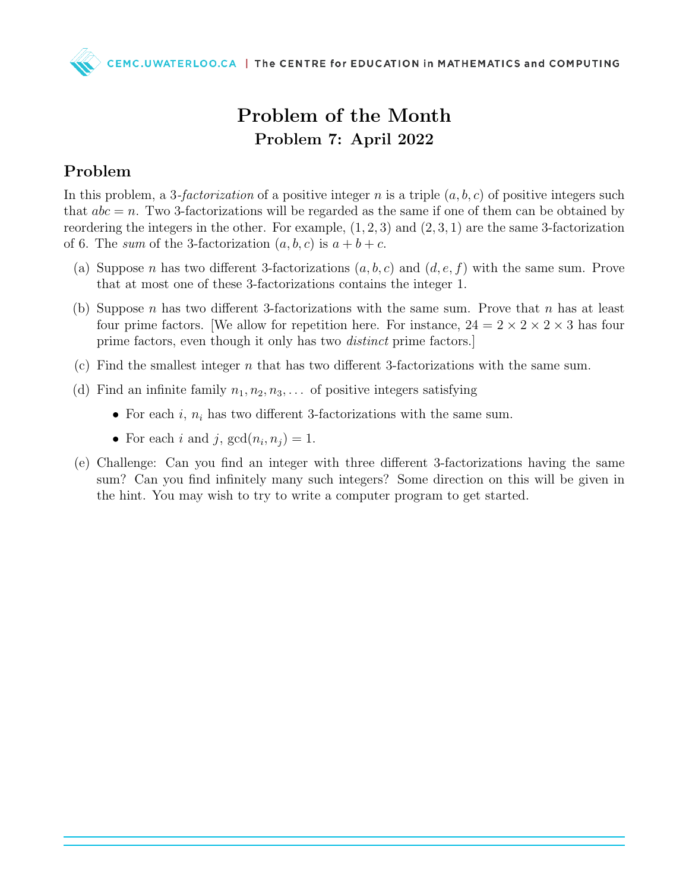# Problem of the Month

## Problem 7: April 2022

## Problem

In this problem, a 3-*factorization* of a positive integer $n$ is a triple $(a, b, c)$ of positive integers such that $abc = n$. Two 3-factorizations will be regarded as the same if one of them can be obtained by reordering the integers in the other. For example, $(1, 2, 3)$ and $(2, 3, 1)$ are the same 3-factorization of 6. The *sum* of the 3-factorization $(a, b, c)$ is $a + b + c$.

(a) Suppose $n$ has two different 3-factorizations $(a, b, c)$ and $(d, e, f)$ with the same sum. Prove that at most one of these 3-factorizations contains the integer 1.

(b) Suppose $n$ has two different 3-factorizations with the same sum. Prove that $n$ has at least four prime factors. [We allow for repetition here. For instance, $24 = 2 \times 2 \times 2 \times 3$ has four prime factors, even though it only has two *distinct* prime factors.]

(c) Find the smallest integer $n$ that has two different 3-factorizations with the same sum.

(d) Find an infinite family $n_1, n_2, n_3, \ldots$ of positive integers satisfying

- For each $i$, $n_i$ has two different 3-factorizations with the same sum.
- For each $i$ and $j$, $\gcd(n_i, n_j) = 1$.

(e) Challenge: Can you find an integer with three different 3-factorizations having the same sum? Can you find infinitely many such integers? Some direction on this will be given in the hint. You may wish to try to write a computer program to get started.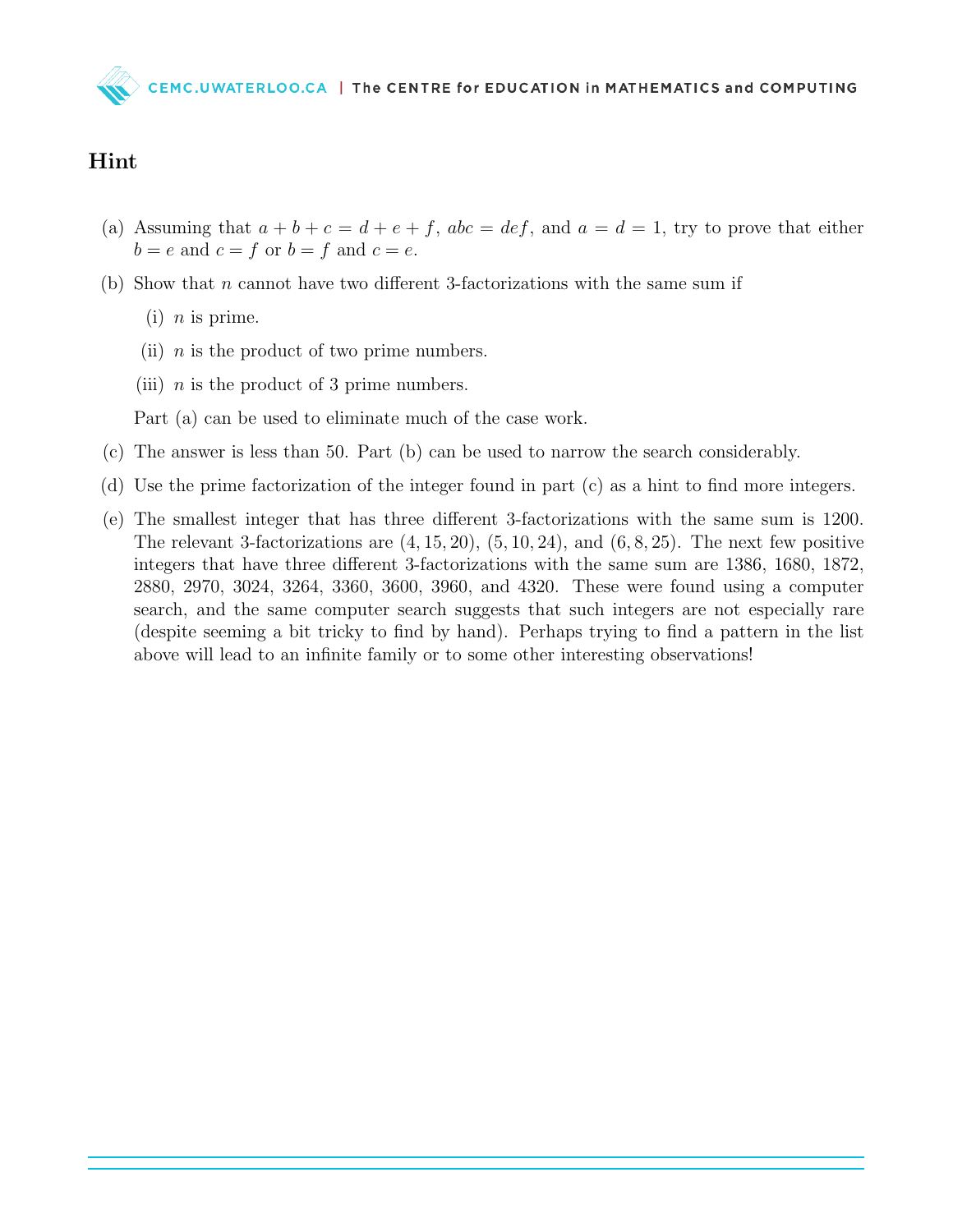## Hint

(a) Assuming that $a + b + c = d + e + f$, $abc = def$, and $a = d = 1$, try to prove that either $b = e$ and $c = f$ or $b = f$ and $c = e$.

(b) Show that $n$ cannot have two different 3-factorizations with the same sum if

   (i) $n$ is prime.

   (ii) $n$ is the product of two prime numbers.

   (iii) $n$ is the product of 3 prime numbers.

   Part (a) can be used to eliminate much of the case work.

(c) The answer is less than 50. Part (b) can be used to narrow the search considerably.

(d) Use the prime factorization of the integer found in part (c) as a hint to find more integers.

(e) The smallest integer that has three different 3-factorizations with the same sum is 1200. The relevant 3-factorizations are $(4, 15, 20)$, $(5, 10, 24)$, and $(6, 8, 25)$. The next few positive integers that have three different 3-factorizations with the same sum are 1386, 1680, 1872, 2880, 2970, 3024, 3264, 3360, 3600, 3960, and 4320. These were found using a computer search, and the same computer search suggests that such integers are not especially rare (despite seeming a bit tricky to find by hand). Perhaps trying to find a pattern in the list above will lead to an infinite family or to some other interesting observations!